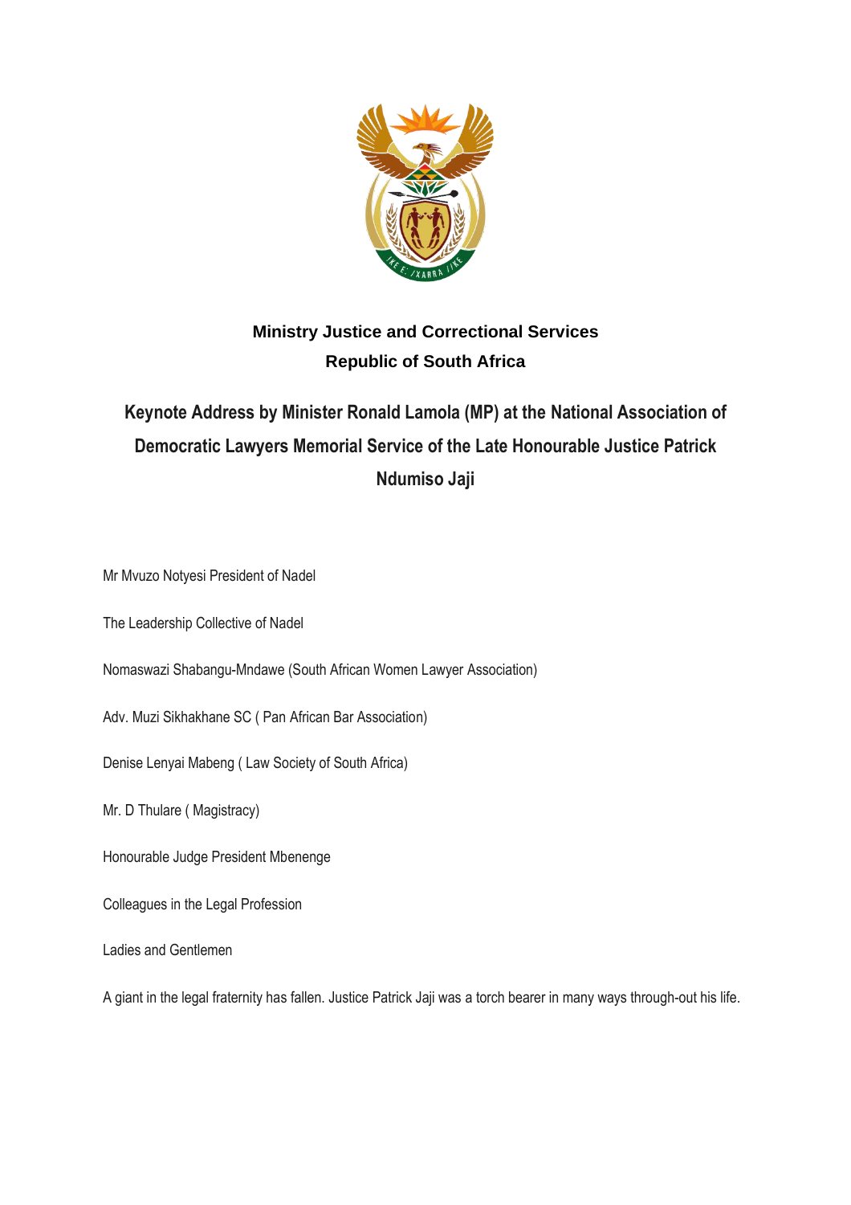**Ministry Justice and Correctional Services**
**Republic of South Africa**

# Keynote Address by Minister Ronald Lamola (MP) at the National Association of Democratic Lawyers Memorial Service of the Late Honourable Justice Patrick Ndumiso Jaji

Mr Mvuzo Notyesi President of Nadel

The Leadership Collective of Nadel

Nomaswazi Shabangu-Mndawe (South African Women Lawyer Association)

Adv. Muzi Sikhakhane SC ( Pan African Bar Association)

Denise Lenyai Mabeng ( Law Society of South Africa)

Mr. D Thulare ( Magistracy)

Honourable Judge President Mbenenge

Colleagues in the Legal Profession

Ladies and Gentlemen

A giant in the legal fraternity has fallen. Justice Patrick Jaji was a torch bearer in many ways through-out his life.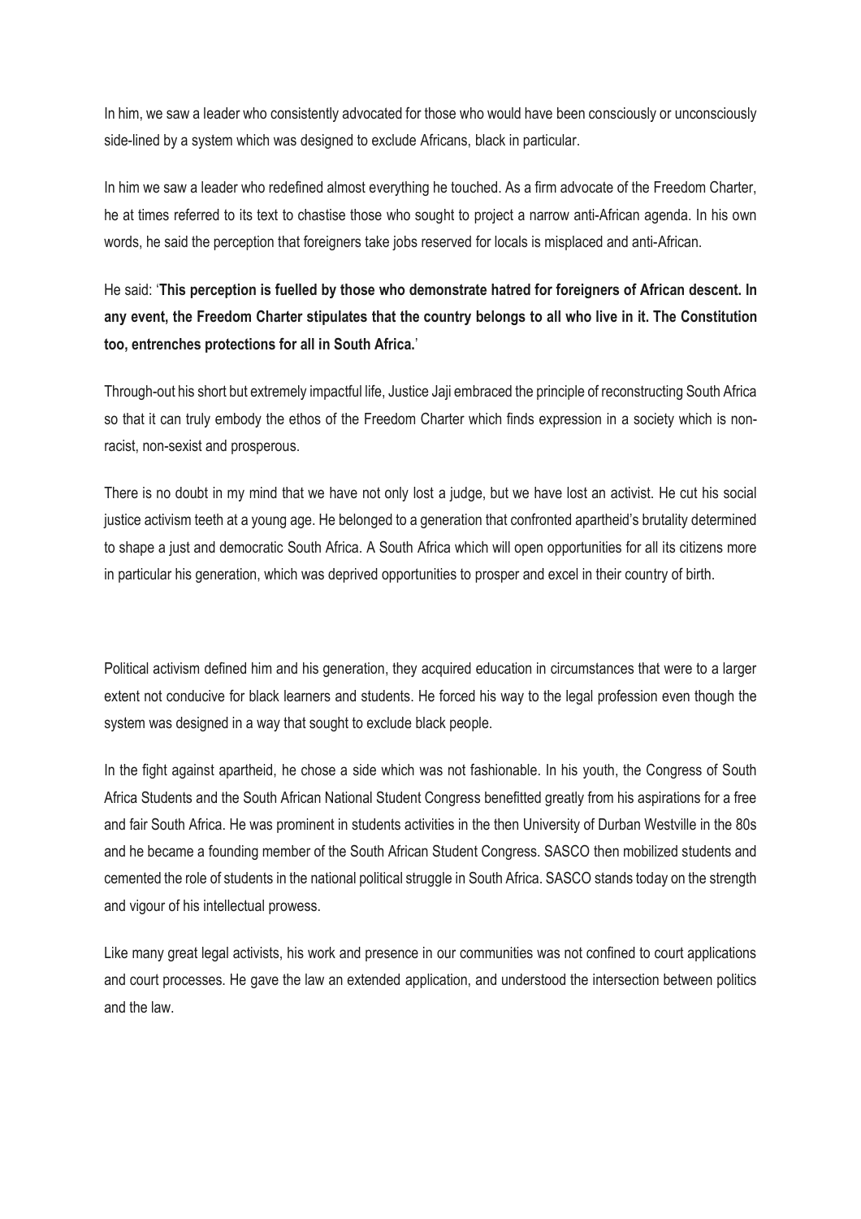In him, we saw a leader who consistently advocated for those who would have been consciously or unconsciously side-lined by a system which was designed to exclude Africans, black in particular.

In him we saw a leader who redefined almost everything he touched. As a firm advocate of the Freedom Charter, he at times referred to its text to chastise those who sought to project a narrow anti-African agenda. In his own words, he said the perception that foreigners take jobs reserved for locals is misplaced and anti-African.

He said: '**This perception is fuelled by those who demonstrate hatred for foreigners of African descent. In any event, the Freedom Charter stipulates that the country belongs to all who live in it. The Constitution too, entrenches protections for all in South Africa.**'

Through-out his short but extremely impactful life, Justice Jaji embraced the principle of reconstructing South Africa so that it can truly embody the ethos of the Freedom Charter which finds expression in a society which is non-racist, non-sexist and prosperous.

There is no doubt in my mind that we have not only lost a judge, but we have lost an activist. He cut his social justice activism teeth at a young age. He belonged to a generation that confronted apartheid's brutality determined to shape a just and democratic South Africa. A South Africa which will open opportunities for all its citizens more in particular his generation, which was deprived opportunities to prosper and excel in their country of birth.

Political activism defined him and his generation, they acquired education in circumstances that were to a larger extent not conducive for black learners and students. He forced his way to the legal profession even though the system was designed in a way that sought to exclude black people.

In the fight against apartheid, he chose a side which was not fashionable. In his youth, the Congress of South Africa Students and the South African National Student Congress benefitted greatly from his aspirations for a free and fair South Africa. He was prominent in students activities in the then University of Durban Westville in the 80s and he became a founding member of the South African Student Congress. SASCO then mobilized students and cemented the role of students in the national political struggle in South Africa. SASCO stands today on the strength and vigour of his intellectual prowess.

Like many great legal activists, his work and presence in our communities was not confined to court applications and court processes. He gave the law an extended application, and understood the intersection between politics and the law.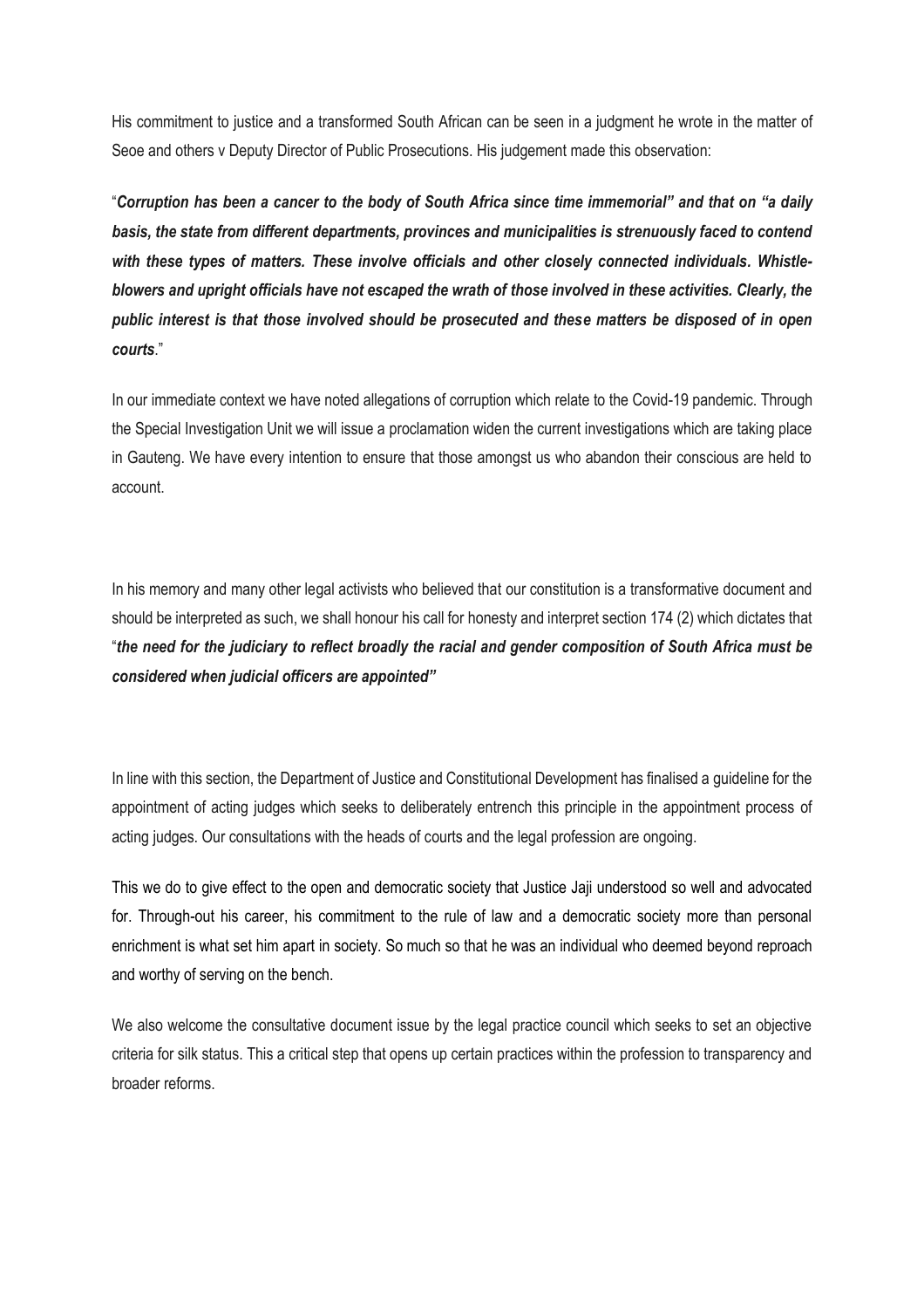His commitment to justice and a transformed South African can be seen in a judgment he wrote in the matter of Seoe and others v Deputy Director of Public Prosecutions. His judgement made this observation:

"***Corruption has been a cancer to the body of South Africa since time immemorial" and that on "a daily basis, the state from different departments, provinces and municipalities is strenuously faced to contend with these types of matters. These involve officials and other closely connected individuals. Whistle-blowers and upright officials have not escaped the wrath of those involved in these activities. Clearly, the public interest is that those involved should be prosecuted and these matters be disposed of in open courts***."

In our immediate context we have noted allegations of corruption which relate to the Covid-19 pandemic. Through the Special Investigation Unit we will issue a proclamation widen the current investigations which are taking place in Gauteng. We have every intention to ensure that those amongst us who abandon their conscious are held to account.

In his memory and many other legal activists who believed that our constitution is a transformative document and should be interpreted as such, we shall honour his call for honesty and interpret section 174 (2) which dictates that "***the need for the judiciary to reflect broadly the racial and gender composition of South Africa must be considered when judicial officers are appointed"***

In line with this section, the Department of Justice and Constitutional Development has finalised a guideline for the appointment of acting judges which seeks to deliberately entrench this principle in the appointment process of acting judges. Our consultations with the heads of courts and the legal profession are ongoing.

This we do to give effect to the open and democratic society that Justice Jaji understood so well and advocated for. Through-out his career, his commitment to the rule of law and a democratic society more than personal enrichment is what set him apart in society. So much so that he was an individual who deemed beyond reproach and worthy of serving on the bench.

We also welcome the consultative document issue by the legal practice council which seeks to set an objective criteria for silk status. This a critical step that opens up certain practices within the profession to transparency and broader reforms.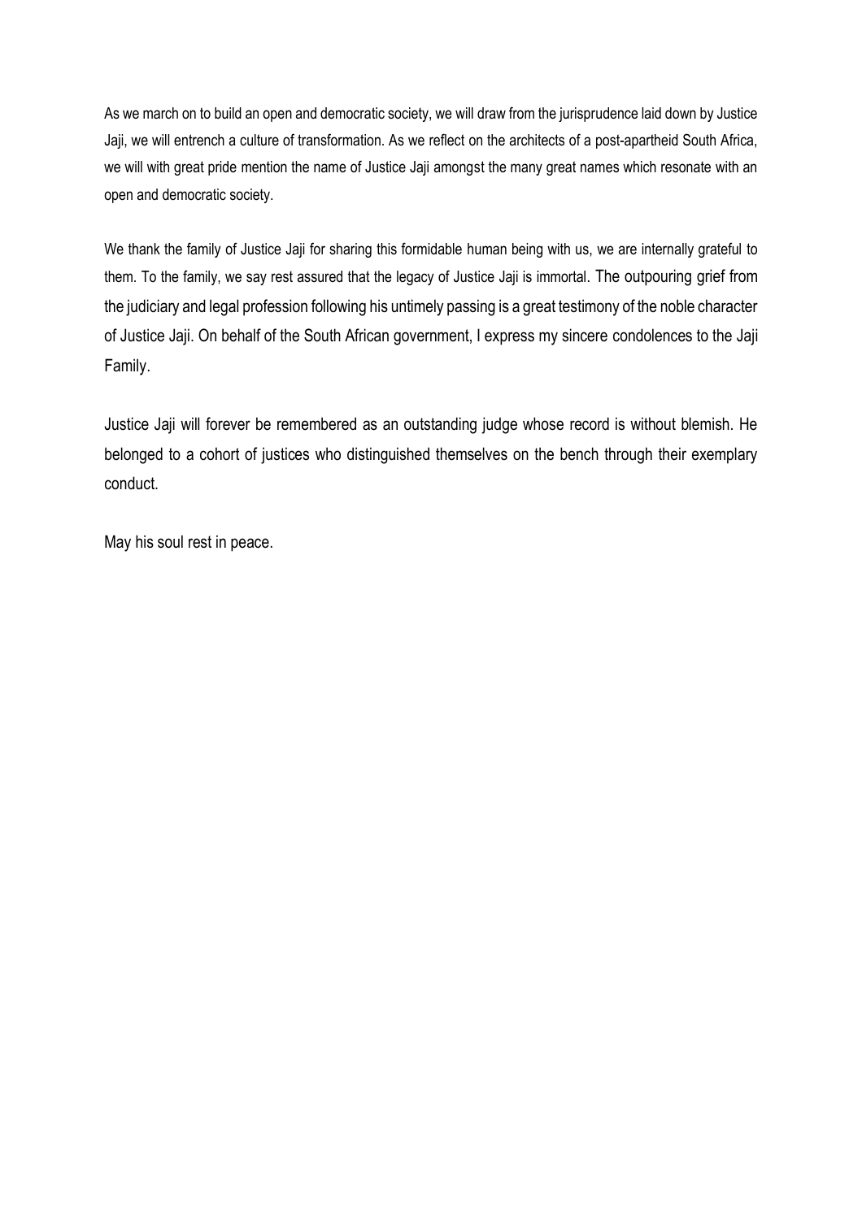As we march on to build an open and democratic society, we will draw from the jurisprudence laid down by Justice Jaji, we will entrench a culture of transformation. As we reflect on the architects of a post-apartheid South Africa, we will with great pride mention the name of Justice Jaji amongst the many great names which resonate with an open and democratic society.

We thank the family of Justice Jaji for sharing this formidable human being with us, we are internally grateful to them. To the family, we say rest assured that the legacy of Justice Jaji is immortal. The outpouring grief from the judiciary and legal profession following his untimely passing is a great testimony of the noble character of Justice Jaji. On behalf of the South African government, I express my sincere condolences to the Jaji Family.

Justice Jaji will forever be remembered as an outstanding judge whose record is without blemish. He belonged to a cohort of justices who distinguished themselves on the bench through their exemplary conduct.

May his soul rest in peace.